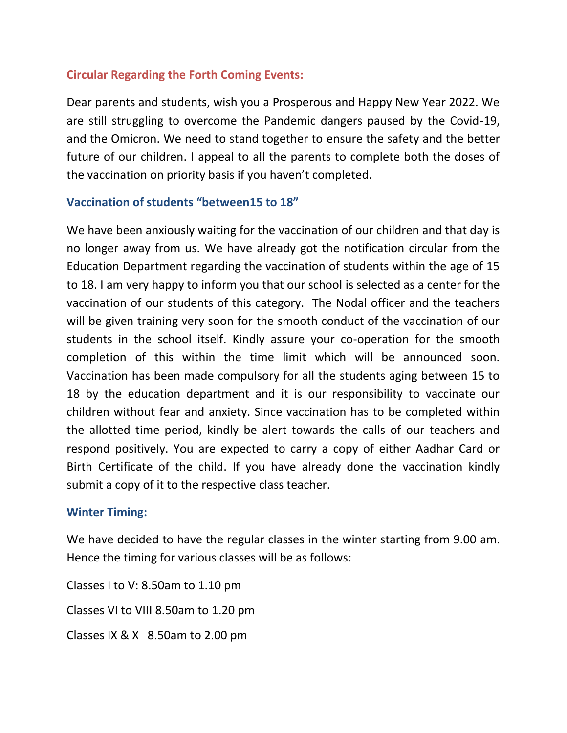## Circular Regarding the Forth Coming Events:

Dear parents and students, wish you a Prosperous and Happy New Year 2022. We are still struggling to overcome the Pandemic dangers paused by the Covid-19, and the Omicron. We need to stand together to ensure the safety and the better future of our children. I appeal to all the parents to complete both the doses of the vaccination on priority basis if you haven't completed.

### Vaccination of students "between15 to 18"

We have been anxiously waiting for the vaccination of our children and that day is no longer away from us. We have already got the notification circular from the Education Department regarding the vaccination of students within the age of 15 to 18. I am very happy to inform you that our school is selected as a center for the vaccination of our students of this category. The Nodal officer and the teachers will be given training very soon for the smooth conduct of the vaccination of our students in the school itself. Kindly assure your co-operation for the smooth completion of this within the time limit which will be announced soon. Vaccination has been made compulsory for all the students aging between 15 to 18 by the education department and it is our responsibility to vaccinate our children without fear and anxiety. Since vaccination has to be completed within the allotted time period, kindly be alert towards the calls of our teachers and respond positively. You are expected to carry a copy of either Aadhar Card or Birth Certificate of the child. If you have already done the vaccination kindly submit a copy of it to the respective class teacher.

### Winter Timing:

We have decided to have the regular classes in the winter starting from 9.00 am. Hence the timing for various classes will be as follows:

Classes I to V: 8.50am to 1.10 pm

Classes VI to VIII 8.50am to 1.20 pm

Classes IX & X 8.50am to 2.00 pm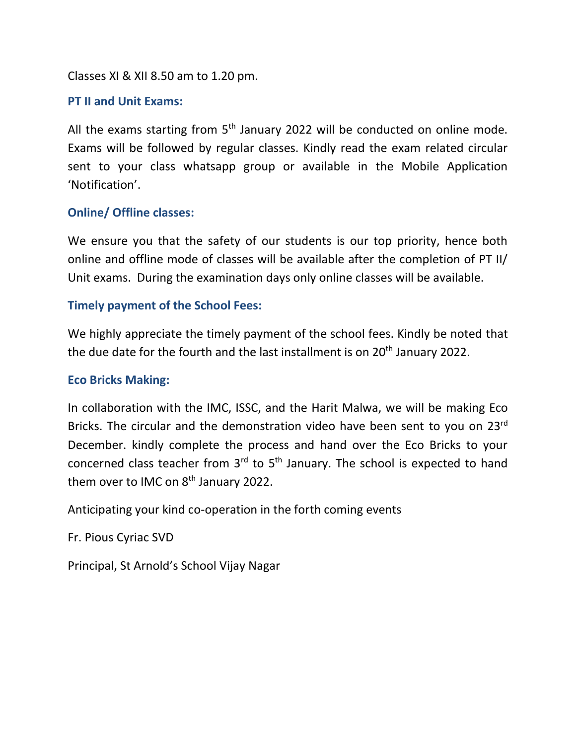Classes XI & XII 8.50 am to 1.20 pm.

### PT II and Unit Exams:

All the exams starting from 5th January 2022 will be conducted on online mode. Exams will be followed by regular classes. Kindly read the exam related circular sent to your class whatsapp group or available in the Mobile Application 'Notification'.

### Online/ Offline classes:

We ensure you that the safety of our students is our top priority, hence both online and offline mode of classes will be available after the completion of PT II/ Unit exams. During the examination days only online classes will be available.

### Timely payment of the School Fees:

We highly appreciate the timely payment of the school fees. Kindly be noted that the due date for the fourth and the last installment is on 20th January 2022.

### Eco Bricks Making:

In collaboration with the IMC, ISSC, and the Harit Malwa, we will be making Eco Bricks. The circular and the demonstration video have been sent to you on 23rd December. kindly complete the process and hand over the Eco Bricks to your concerned class teacher from 3rd to 5th January. The school is expected to hand them over to IMC on 8th January 2022.

Anticipating your kind co-operation in the forth coming events

Fr. Pious Cyriac SVD

Principal, St Arnold's School Vijay Nagar